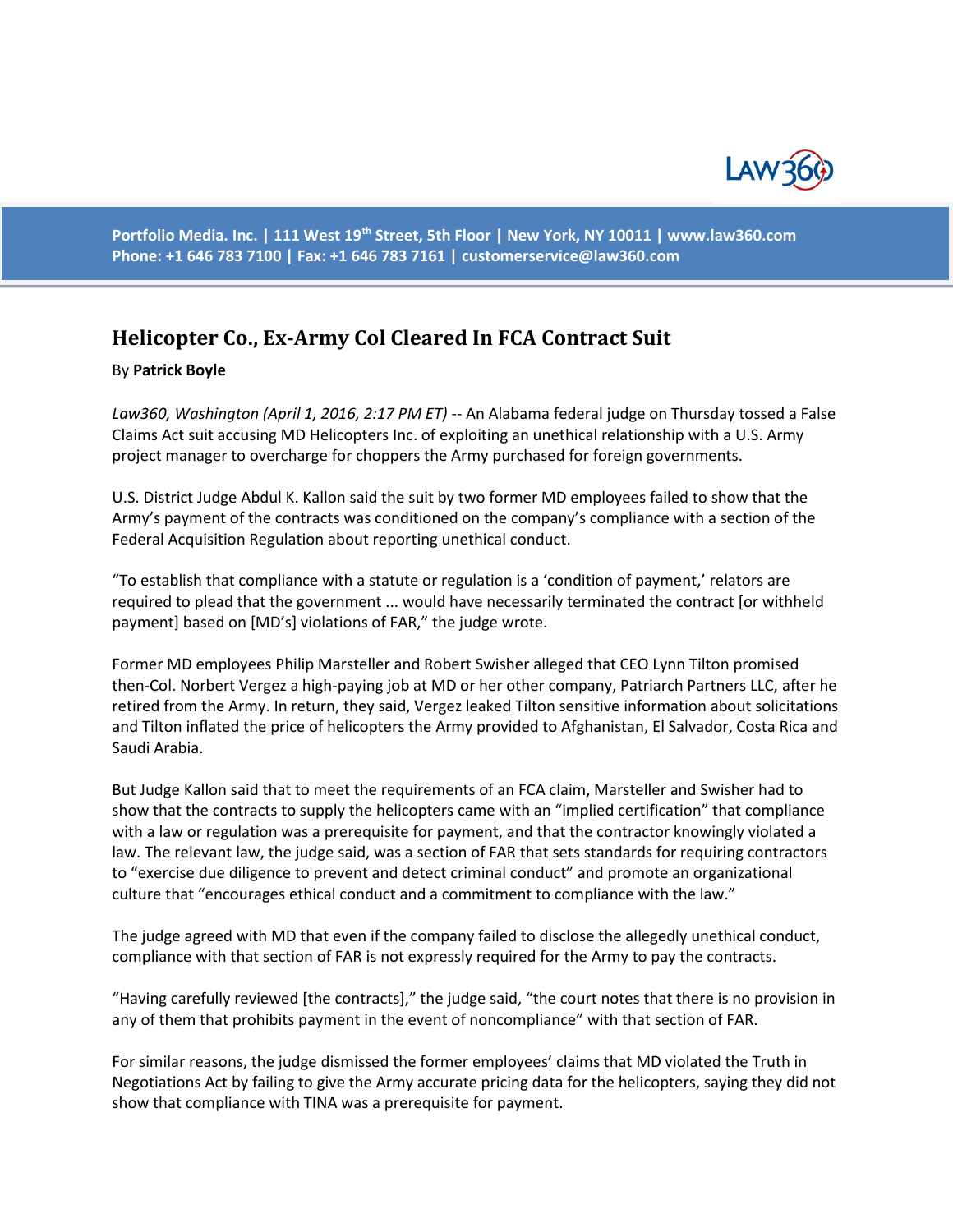# Helicopter Co., Ex-Army Col Cleared In FCA Contract Suit

By **Patrick Boyle**

*Law360, Washington (April 1, 2016, 2:17 PM ET)* -- An Alabama federal judge on Thursday tossed a False Claims Act suit accusing MD Helicopters Inc. of exploiting an unethical relationship with a U.S. Army project manager to overcharge for choppers the Army purchased for foreign governments.

U.S. District Judge Abdul K. Kallon said the suit by two former MD employees failed to show that the Army's payment of the contracts was conditioned on the company's compliance with a section of the Federal Acquisition Regulation about reporting unethical conduct.

"To establish that compliance with a statute or regulation is a 'condition of payment,' relators are required to plead that the government ... would have necessarily terminated the contract [or withheld payment] based on [MD's] violations of FAR," the judge wrote.

Former MD employees Philip Marsteller and Robert Swisher alleged that CEO Lynn Tilton promised then-Col. Norbert Vergez a high-paying job at MD or her other company, Patriarch Partners LLC, after he retired from the Army. In return, they said, Vergez leaked Tilton sensitive information about solicitations and Tilton inflated the price of helicopters the Army provided to Afghanistan, El Salvador, Costa Rica and Saudi Arabia.

But Judge Kallon said that to meet the requirements of an FCA claim, Marsteller and Swisher had to show that the contracts to supply the helicopters came with an "implied certification" that compliance with a law or regulation was a prerequisite for payment, and that the contractor knowingly violated a law. The relevant law, the judge said, was a section of FAR that sets standards for requiring contractors to "exercise due diligence to prevent and detect criminal conduct" and promote an organizational culture that "encourages ethical conduct and a commitment to compliance with the law."

The judge agreed with MD that even if the company failed to disclose the allegedly unethical conduct, compliance with that section of FAR is not expressly required for the Army to pay the contracts.

"Having carefully reviewed [the contracts]," the judge said, "the court notes that there is no provision in any of them that prohibits payment in the event of noncompliance" with that section of FAR.

For similar reasons, the judge dismissed the former employees' claims that MD violated the Truth in Negotiations Act by failing to give the Army accurate pricing data for the helicopters, saying they did not show that compliance with TINA was a prerequisite for payment.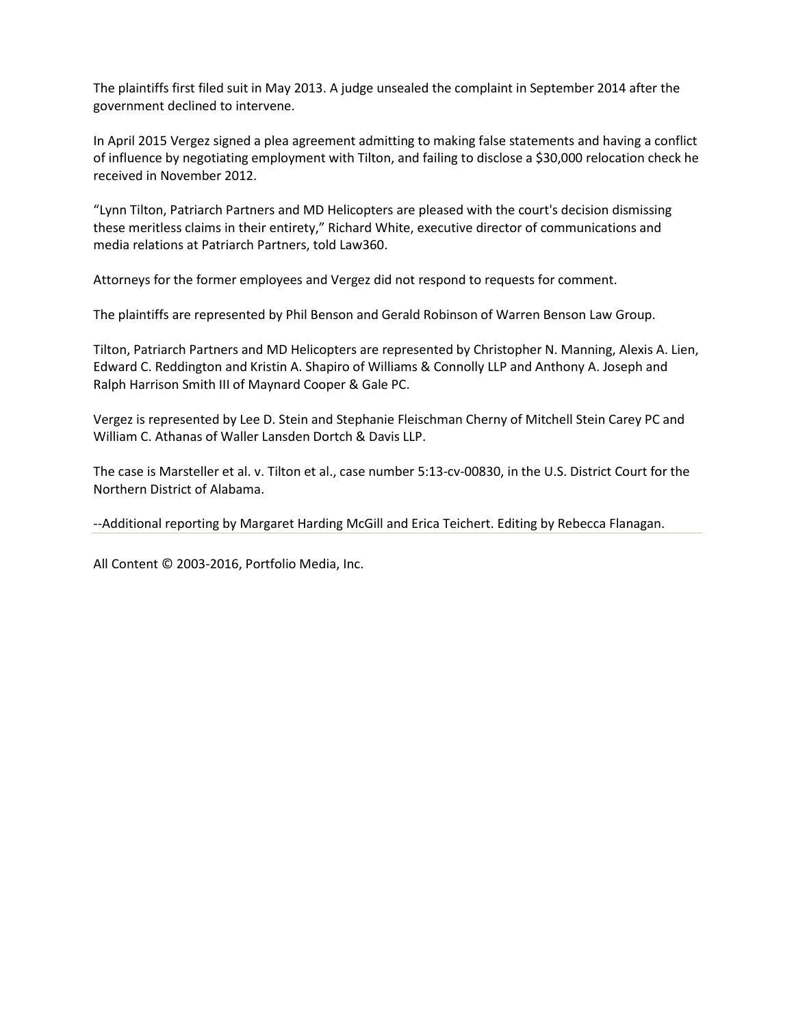The plaintiffs first filed suit in May 2013. A judge unsealed the complaint in September 2014 after the government declined to intervene.

In April 2015 Vergez signed a plea agreement admitting to making false statements and having a conflict of influence by negotiating employment with Tilton, and failing to disclose a $30,000 relocation check he received in November 2012.

"Lynn Tilton, Patriarch Partners and MD Helicopters are pleased with the court's decision dismissing these meritless claims in their entirety," Richard White, executive director of communications and media relations at Patriarch Partners, told Law360.

Attorneys for the former employees and Vergez did not respond to requests for comment.

The plaintiffs are represented by Phil Benson and Gerald Robinson of Warren Benson Law Group.

Tilton, Patriarch Partners and MD Helicopters are represented by Christopher N. Manning, Alexis A. Lien, Edward C. Reddington and Kristin A. Shapiro of Williams & Connolly LLP and Anthony A. Joseph and Ralph Harrison Smith III of Maynard Cooper & Gale PC.

Vergez is represented by Lee D. Stein and Stephanie Fleischman Cherny of Mitchell Stein Carey PC and William C. Athanas of Waller Lansden Dortch & Davis LLP.

The case is Marsteller et al. v. Tilton et al., case number 5:13-cv-00830, in the U.S. District Court for the Northern District of Alabama.

--Additional reporting by Margaret Harding McGill and Erica Teichert. Editing by Rebecca Flanagan.

---

All Content © 2003-2016, Portfolio Media, Inc.